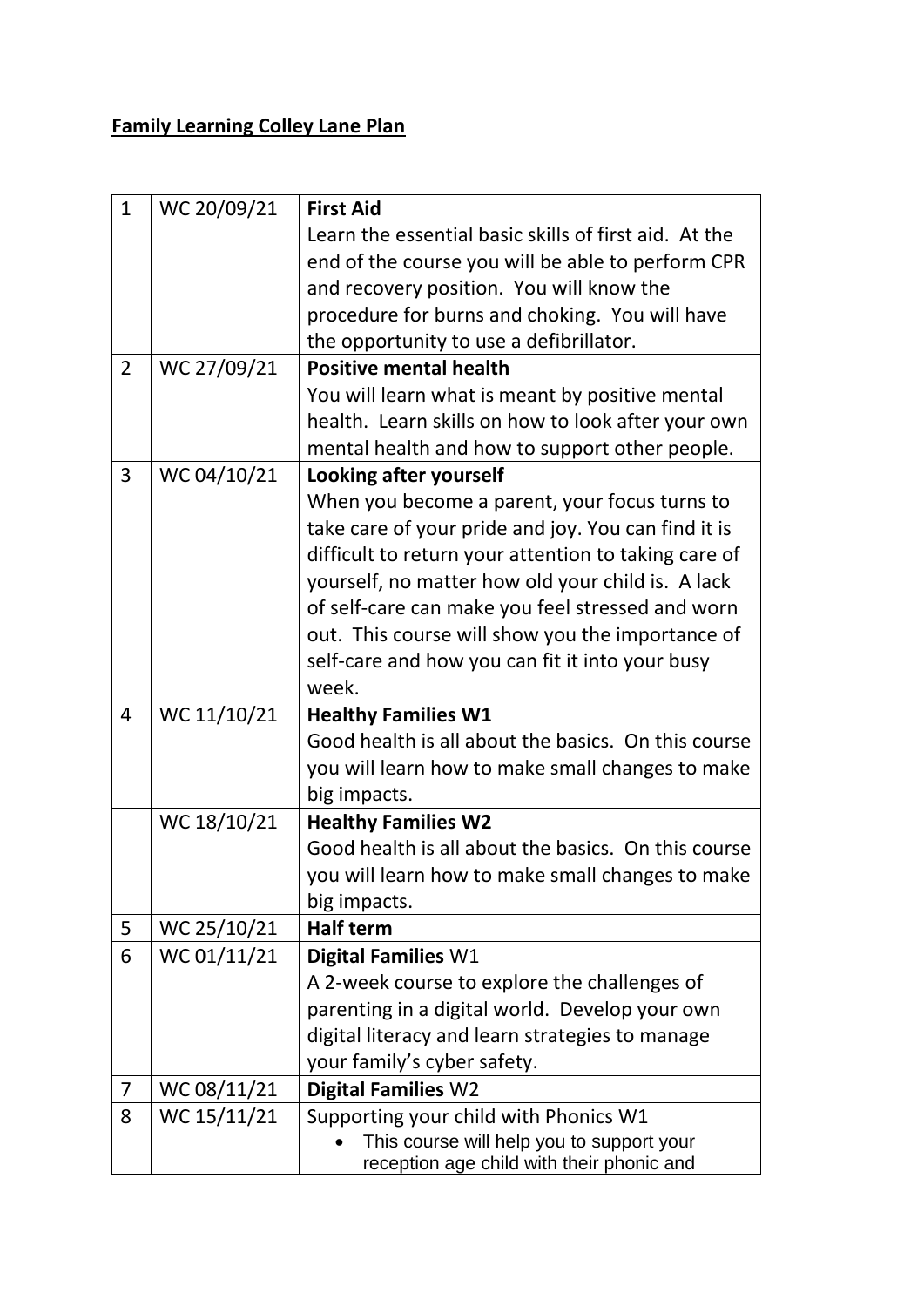## **Family Learning Colley Lane Plan**

| | | |
|---|---|---|
| 1 | WC 20/09/21 | **First Aid**<br>Learn the essential basic skills of first aid. At the end of the course you will be able to perform CPR and recovery position. You will know the procedure for burns and choking. You will have the opportunity to use a defibrillator. |
| 2 | WC 27/09/21 | **Positive mental health**<br>You will learn what is meant by positive mental health. Learn skills on how to look after your own mental health and how to support other people. |
| 3 | WC 04/10/21 | **Looking after yourself**<br>When you become a parent, your focus turns to take care of your pride and joy. You can find it is difficult to return your attention to taking care of yourself, no matter how old your child is. A lack of self-care can make you feel stressed and worn out. This course will show you the importance of self-care and how you can fit it into your busy week. |
| 4 | WC 11/10/21 | **Healthy Families W1**<br>Good health is all about the basics. On this course you will learn how to make small changes to make big impacts. |
| | WC 18/10/21 | **Healthy Families W2**<br>Good health is all about the basics. On this course you will learn how to make small changes to make big impacts. |
| 5 | WC 25/10/21 | **Half term** |
| 6 | WC 01/11/21 | **Digital Families** W1<br>A 2-week course to explore the challenges of parenting in a digital world. Develop your own digital literacy and learn strategies to manage your family's cyber safety. |
| 7 | WC 08/11/21 | **Digital Families** W2 |
| 8 | WC 15/11/21 | Supporting your child with Phonics W1<br>• This course will help you to support your reception age child with their phonic and |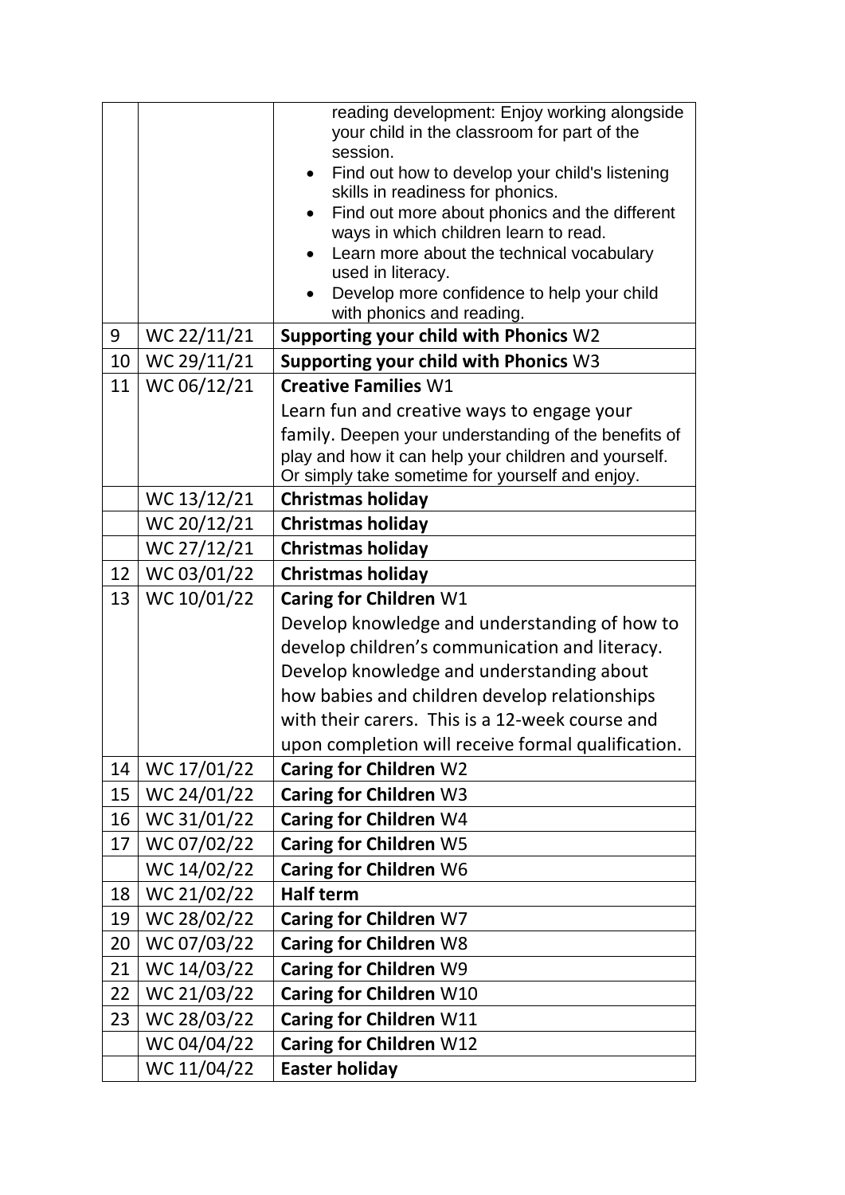| | | |
|---|---|---|
| | | reading development: Enjoy working alongside your child in the classroom for part of the session.<br>• Find out how to develop your child's listening skills in readiness for phonics.<br>• Find out more about phonics and the different ways in which children learn to read.<br>• Learn more about the technical vocabulary used in literacy.<br>• Develop more confidence to help your child with phonics and reading. |
| 9 | WC 22/11/21 | **Supporting your child with Phonics** W2 |
| 10 | WC 29/11/21 | **Supporting your child with Phonics** W3 |
| 11 | WC 06/12/21 | **Creative Families** W1<br>Learn fun and creative ways to engage your family. Deepen your understanding of the benefits of play and how it can help your children and yourself. Or simply take sometime for yourself and enjoy. |
| | WC 13/12/21 | **Christmas holiday** |
| | WC 20/12/21 | **Christmas holiday** |
| | WC 27/12/21 | **Christmas holiday** |
| 12 | WC 03/01/22 | **Christmas holiday** |
| 13 | WC 10/01/22 | **Caring for Children** W1<br>Develop knowledge and understanding of how to develop children's communication and literacy. Develop knowledge and understanding about how babies and children develop relationships with their carers. This is a 12-week course and upon completion will receive formal qualification. |
| 14 | WC 17/01/22 | **Caring for Children** W2 |
| 15 | WC 24/01/22 | **Caring for Children** W3 |
| 16 | WC 31/01/22 | **Caring for Children** W4 |
| 17 | WC 07/02/22 | **Caring for Children** W5 |
| | WC 14/02/22 | **Caring for Children** W6 |
| 18 | WC 21/02/22 | **Half term** |
| 19 | WC 28/02/22 | **Caring for Children** W7 |
| 20 | WC 07/03/22 | **Caring for Children** W8 |
| 21 | WC 14/03/22 | **Caring for Children** W9 |
| 22 | WC 21/03/22 | **Caring for Children** W10 |
| 23 | WC 28/03/22 | **Caring for Children** W11 |
| | WC 04/04/22 | **Caring for Children** W12 |
| | WC 11/04/22 | **Easter holiday** |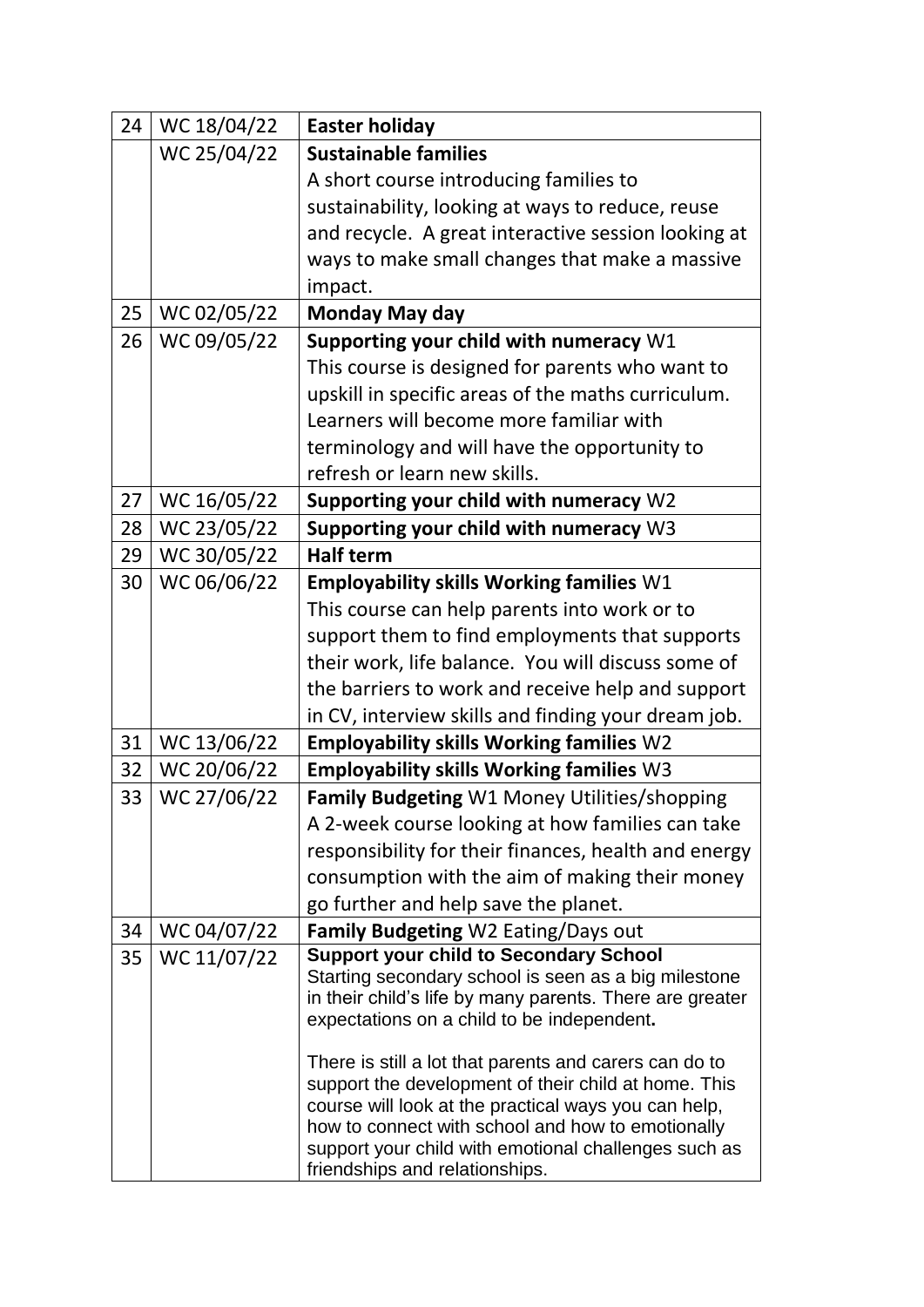| 24 | WC 18/04/22 | **Easter holiday** |
|---|---|---|
| | WC 25/04/22 | **Sustainable families**<br>A short course introducing families to sustainability, looking at ways to reduce, reuse and recycle. A great interactive session looking at ways to make small changes that make a massive impact. |
| 25 | WC 02/05/22 | **Monday May day** |
| 26 | WC 09/05/22 | **Supporting your child with numeracy** W1<br>This course is designed for parents who want to upskill in specific areas of the maths curriculum. Learners will become more familiar with terminology and will have the opportunity to refresh or learn new skills. |
| 27 | WC 16/05/22 | **Supporting your child with numeracy** W2 |
| 28 | WC 23/05/22 | **Supporting your child with numeracy** W3 |
| 29 | WC 30/05/22 | **Half term** |
| 30 | WC 06/06/22 | **Employability skills Working families** W1<br>This course can help parents into work or to support them to find employments that supports their work, life balance. You will discuss some of the barriers to work and receive help and support in CV, interview skills and finding your dream job. |
| 31 | WC 13/06/22 | **Employability skills Working families** W2 |
| 32 | WC 20/06/22 | **Employability skills Working families** W3 |
| 33 | WC 27/06/22 | **Family Budgeting** W1 Money Utilities/shopping<br>A 2-week course looking at how families can take responsibility for their finances, health and energy consumption with the aim of making their money go further and help save the planet. |
| 34 | WC 04/07/22 | **Family Budgeting** W2 Eating/Days out |
| 35 | WC 11/07/22 | **Support your child to Secondary School**<br>Starting secondary school is seen as a big milestone in their child's life by many parents. There are greater expectations on a child to be independent.<br><br>There is still a lot that parents and carers can do to support the development of their child at home. This course will look at the practical ways you can help, how to connect with school and how to emotionally support your child with emotional challenges such as friendships and relationships. |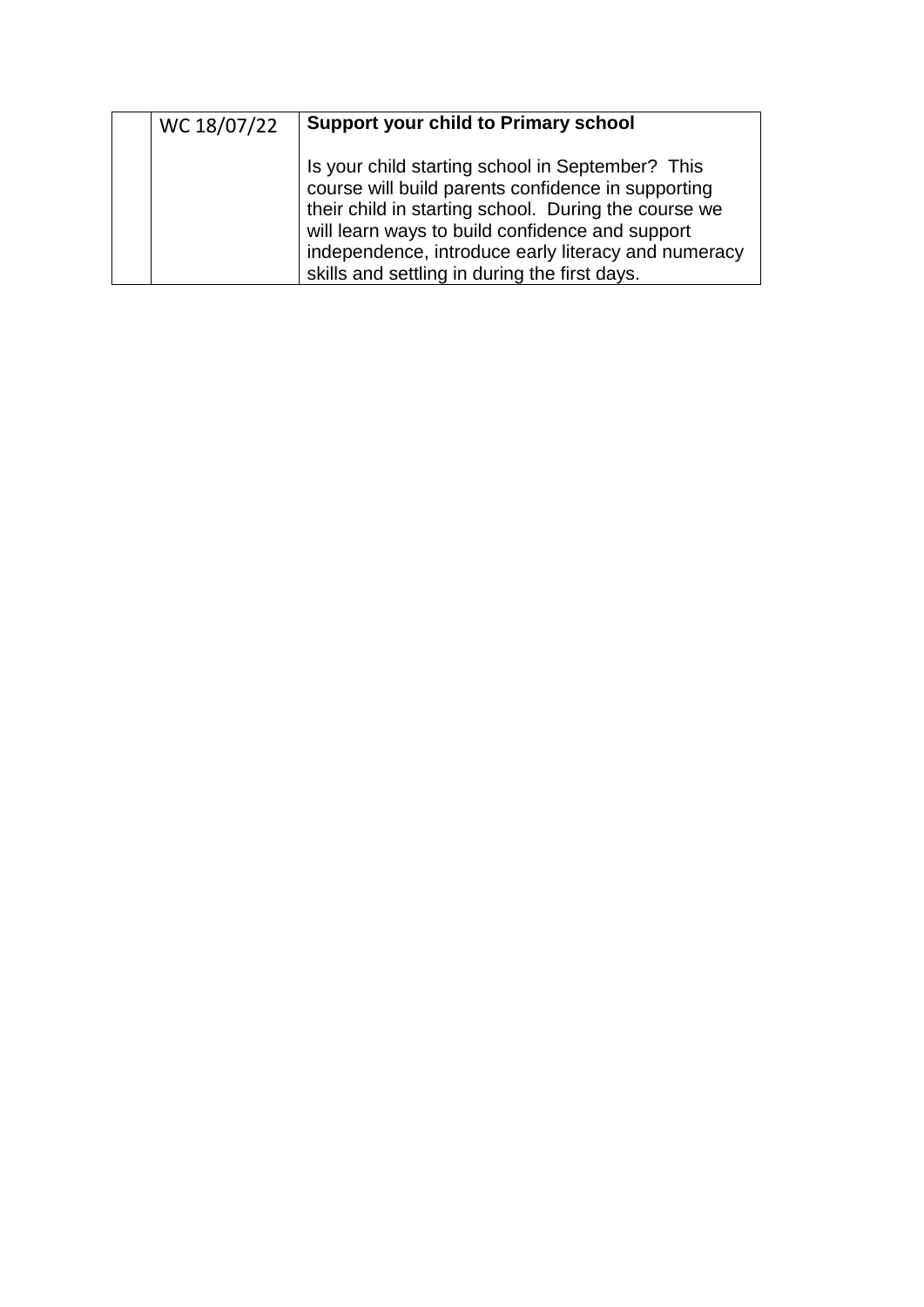| | | |
|---|---|---|
| | WC 18/07/22 | **Support your child to Primary school**<br><br>Is your child starting school in September? This course will build parents confidence in supporting their child in starting school. During the course we will learn ways to build confidence and support independence, introduce early literacy and numeracy skills and settling in during the first days. |